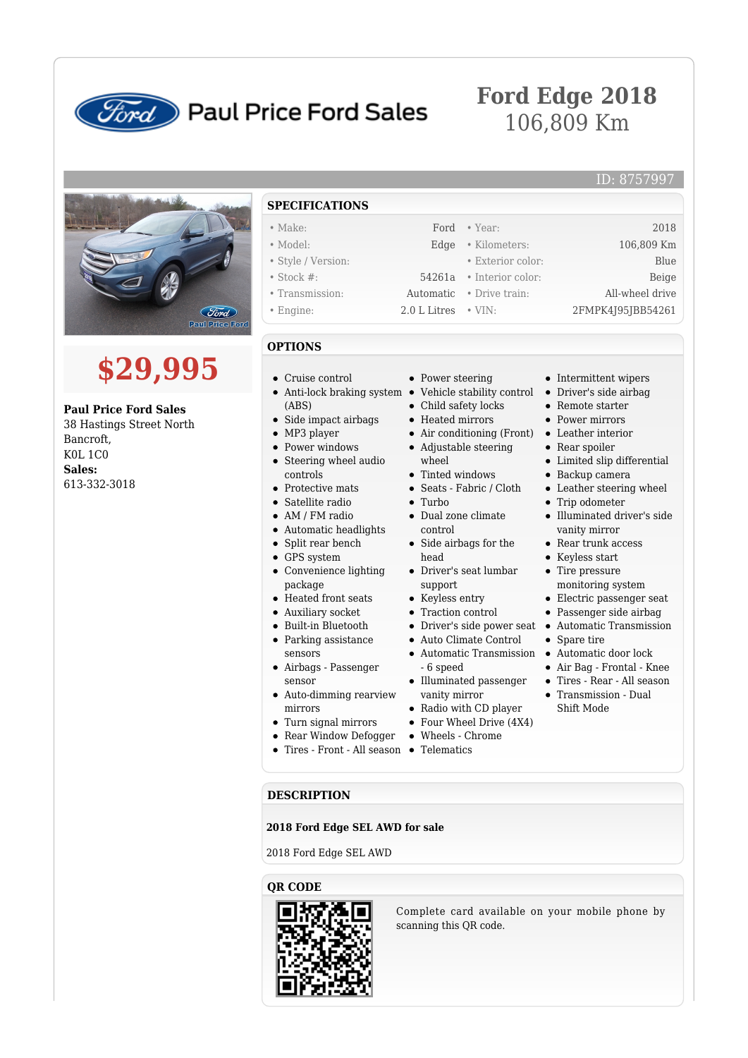Paul Price Ford Sales

# Ford Edge 2018

106,809 Km

ID: 8757997

**$29,995**

**Paul Price Ford Sales**
38 Hastings Street North
Bancroft,
K0L 1C0
**Sales:**
613-332-3018

## SPECIFICATIONS

| | | | |
|---|---|---|---|
| • Make: | Ford | • Year: | 2018 |
| • Model: | Edge | • Kilometers: | 106,809 Km |
| • Style / Version: | | • Exterior color: | Blue |
| • Stock #: | 54261a | • Interior color: | Beige |
| • Transmission: | Automatic | • Drive train: | All-wheel drive |
| • Engine: | 2.0 L Litres | • VIN: | 2FMPK4J95JBB54261 |

## OPTIONS

- Cruise control
- Anti-lock braking system (ABS)
- Side impact airbags
- MP3 player
- Power windows
- Steering wheel audio controls
- Protective mats
- Satellite radio
- AM / FM radio
- Automatic headlights
- Split rear bench
- GPS system
- Convenience lighting package
- Heated front seats
- Auxiliary socket
- Built-in Bluetooth
- Parking assistance sensors
- Airbags - Passenger sensor
- Auto-dimming rearview mirrors
- Turn signal mirrors
- Rear Window Defogger
- Tires - Front - All season
- Power steering
- Vehicle stability control
- Child safety locks
- Heated mirrors
- Air conditioning (Front)
- Adjustable steering wheel
- Tinted windows
- Seats - Fabric / Cloth
- Turbo
- Dual zone climate control
- Side airbags for the head
- Driver's seat lumbar support
- Keyless entry
- Traction control
- Driver's side power seat
- Auto Climate Control
- Automatic Transmission - 6 speed
- Illuminated passenger vanity mirror
- Radio with CD player
- Four Wheel Drive (4X4)
- Wheels - Chrome
- Telematics
- Intermittent wipers
- Driver's side airbag
- Remote starter
- Power mirrors
- Leather interior
- Rear spoiler
- Limited slip differential
- Backup camera
- Leather steering wheel
- Trip odometer
- Illuminated driver's side vanity mirror
- Rear trunk access
- Keyless start
- Tire pressure monitoring system
- Electric passenger seat
- Passenger side airbag
- Automatic Transmission
- Spare tire
- Automatic door lock
- Air Bag - Frontal - Knee
- Tires - Rear - All season
- Transmission - Dual Shift Mode

## DESCRIPTION

**2018 Ford Edge SEL AWD for sale**

2018 Ford Edge SEL AWD

## QR CODE

Complete card available on your mobile phone by scanning this QR code.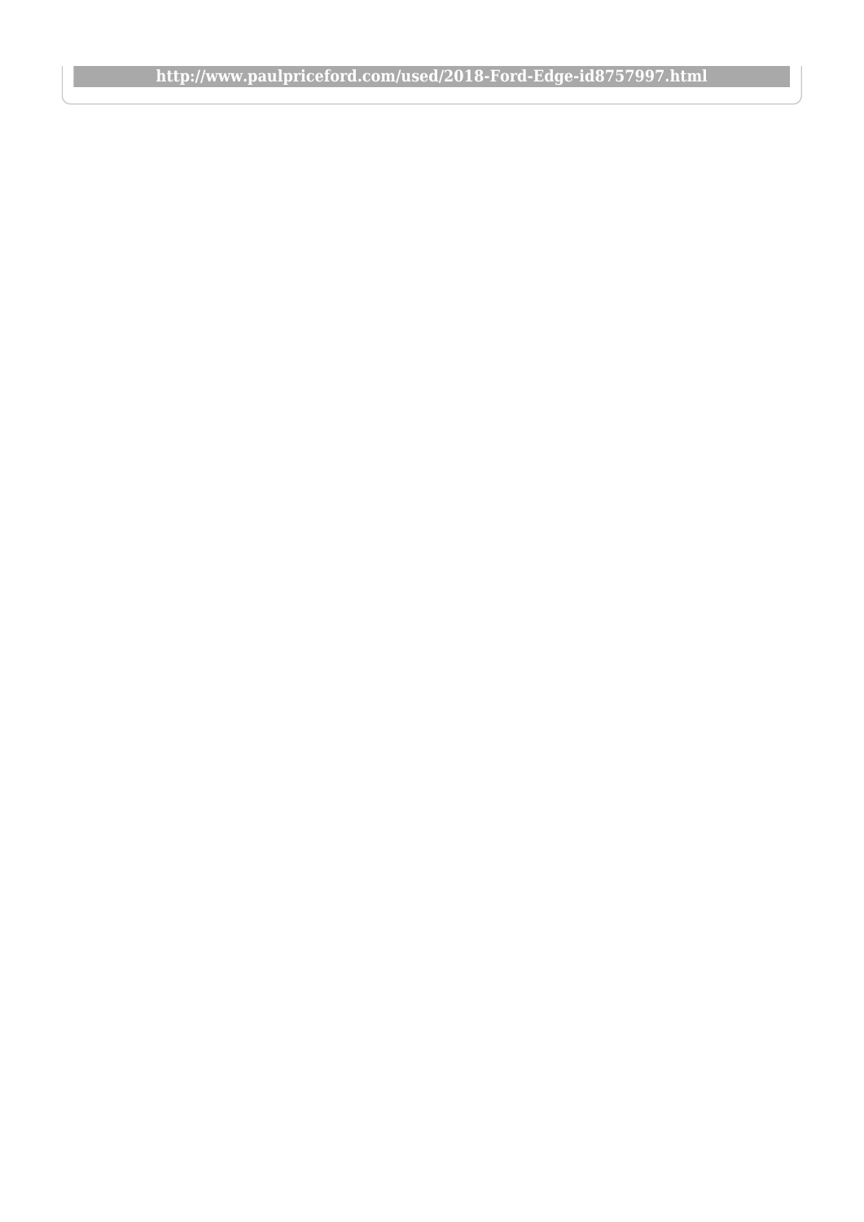http://www.paulpriceford.com/used/2018-Ford-Edge-id8757997.html